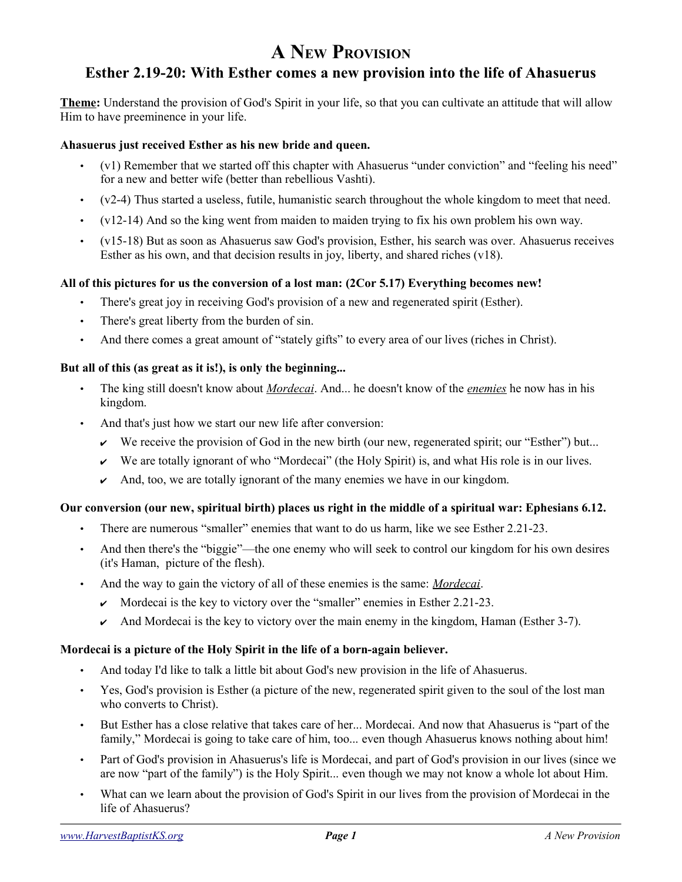# A New Provision

## Esther 2.19-20: With Esther comes a new provision into the life of Ahasuerus

**Theme:** Understand the provision of God's Spirit in your life, so that you can cultivate an attitude that will allow Him to have preeminence in your life.

**Ahasuerus just received Esther as his new bride and queen.**

- (v1) Remember that we started off this chapter with Ahasuerus "under conviction" and "feeling his need" for a new and better wife (better than rebellious Vashti).
- (v2-4) Thus started a useless, futile, humanistic search throughout the whole kingdom to meet that need.
- (v12-14) And so the king went from maiden to maiden trying to fix his own problem his own way.
- (v15-18) But as soon as Ahasuerus saw God's provision, Esther, his search was over. Ahasuerus receives Esther as his own, and that decision results in joy, liberty, and shared riches (v18).

**All of this pictures for us the conversion of a lost man: (2Cor 5.17) Everything becomes new!**

- There's great joy in receiving God's provision of a new and regenerated spirit (Esther).
- There's great liberty from the burden of sin.
- And there comes a great amount of "stately gifts" to every area of our lives (riches in Christ).

**But all of this (as great as it is!), is only the beginning...**

- The king still doesn't know about ***Mordecai***. And... he doesn't know of the ***enemies*** he now has in his kingdom.
- And that's just how we start our new life after conversion:
  - ✔ We receive the provision of God in the new birth (our new, regenerated spirit; our "Esther") but...
  - ✔ We are totally ignorant of who "Mordecai" (the Holy Spirit) is, and what His role is in our lives.
  - ✔ And, too, we are totally ignorant of the many enemies we have in our kingdom.

**Our conversion (our new, spiritual birth) places us right in the middle of a spiritual war: Ephesians 6.12.**

- There are numerous "smaller" enemies that want to do us harm, like we see Esther 2.21-23.
- And then there's the "biggie"—the one enemy who will seek to control our kingdom for his own desires (it's Haman, picture of the flesh).
- And the way to gain the victory of all of these enemies is the same: ***Mordecai***.
  - ✔ Mordecai is the key to victory over the "smaller" enemies in Esther 2.21-23.
  - ✔ And Mordecai is the key to victory over the main enemy in the kingdom, Haman (Esther 3-7).

**Mordecai is a picture of the Holy Spirit in the life of a born-again believer.**

- And today I'd like to talk a little bit about God's new provision in the life of Ahasuerus.
- Yes, God's provision is Esther (a picture of the new, regenerated spirit given to the soul of the lost man who converts to Christ).
- But Esther has a close relative that takes care of her... Mordecai. And now that Ahasuerus is "part of the family," Mordecai is going to take care of him, too... even though Ahasuerus knows nothing about him!
- Part of God's provision in Ahasuerus's life is Mordecai, and part of God's provision in our lives (since we are now "part of the family") is the Holy Spirit... even though we may not know a whole lot about Him.
- What can we learn about the provision of God's Spirit in our lives from the provision of Mordecai in the life of Ahasuerus?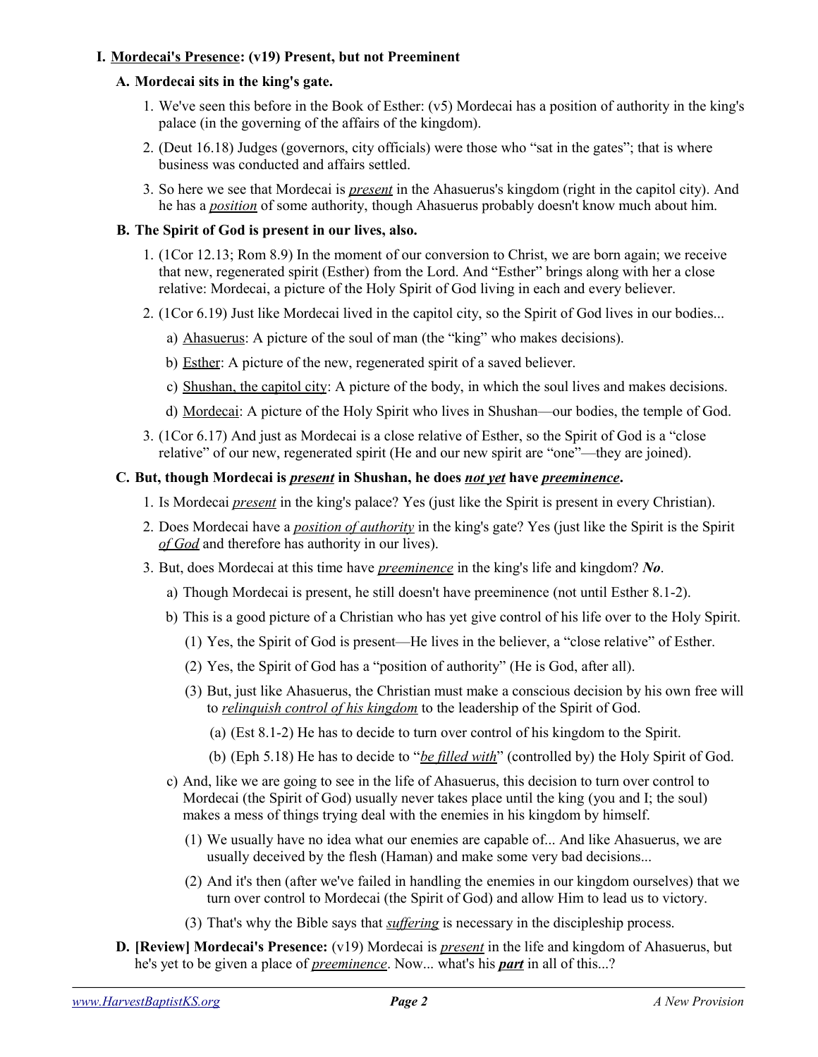## I. <u>Mordecai's Presence</u>: (v19) Present, but not Preeminent

### A. Mordecai sits in the king's gate.

1. We've seen this before in the Book of Esther: (v5) Mordecai has a position of authority in the king's palace (in the governing of the affairs of the kingdom).
2. (Deut 16.18) Judges (governors, city officials) were those who "sat in the gates"; that is where business was conducted and affairs settled.
3. So here we see that Mordecai is <u>*present*</u> in the Ahasuerus's kingdom (right in the capitol city). And he has a <u>*position*</u> of some authority, though Ahasuerus probably doesn't know much about him.

### B. The Spirit of God is present in our lives, also.

1. (1Cor 12.13; Rom 8.9) In the moment of our conversion to Christ, we are born again; we receive that new, regenerated spirit (Esther) from the Lord. And "Esther" brings along with her a close relative: Mordecai, a picture of the Holy Spirit of God living in each and every believer.
2. (1Cor 6.19) Just like Mordecai lived in the capitol city, so the Spirit of God lives in our bodies...
   a) <u>Ahasuerus</u>: A picture of the soul of man (the "king" who makes decisions).
   b) <u>Esther</u>: A picture of the new, regenerated spirit of a saved believer.
   c) <u>Shushan, the capitol city</u>: A picture of the body, in which the soul lives and makes decisions.
   d) <u>Mordecai</u>: A picture of the Holy Spirit who lives in Shushan—our bodies, the temple of God.
3. (1Cor 6.17) And just as Mordecai is a close relative of Esther, so the Spirit of God is a "close relative" of our new, regenerated spirit (He and our new spirit are "one"—they are joined).

### C. But, though Mordecai is <u>*present*</u> in Shushan, he does <u>*not yet*</u> have <u>*preeminence*</u>.

1. Is Mordecai <u>*present*</u> in the king's palace? Yes (just like the Spirit is present in every Christian).
2. Does Mordecai have a <u>*position of authority*</u> in the king's gate? Yes (just like the Spirit is the Spirit <u>*of God*</u> and therefore has authority in our lives).
3. But, does Mordecai at this time have <u>*preeminence*</u> in the king's life and kingdom? ***No***.
   a) Though Mordecai is present, he still doesn't have preeminence (not until Esther 8.1-2).
   b) This is a good picture of a Christian who has yet give control of his life over to the Holy Spirit.
      (1) Yes, the Spirit of God is present—He lives in the believer, a "close relative" of Esther.
      (2) Yes, the Spirit of God has a "position of authority" (He is God, after all).
      (3) But, just like Ahasuerus, the Christian must make a conscious decision by his own free will to <u>*relinquish control of his kingdom*</u> to the leadership of the Spirit of God.
         (a) (Est 8.1-2) He has to decide to turn over control of his kingdom to the Spirit.
         (b) (Eph 5.18) He has to decide to "<u>*be filled with*</u>" (controlled by) the Holy Spirit of God.
   c) And, like we are going to see in the life of Ahasuerus, this decision to turn over control to Mordecai (the Spirit of God) usually never takes place until the king (you and I; the soul) makes a mess of things trying deal with the enemies in his kingdom by himself.
      (1) We usually have no idea what our enemies are capable of... And like Ahasuerus, we are usually deceived by the flesh (Haman) and make some very bad decisions...
      (2) And it's then (after we've failed in handling the enemies in our kingdom ourselves) that we turn over control to Mordecai (the Spirit of God) and allow Him to lead us to victory.
      (3) That's why the Bible says that <u>*suffering*</u> is necessary in the discipleship process.

### D. [Review] Mordecai's Presence: (v19) Mordecai is <u>*present*</u> in the life and kingdom of Ahasuerus, but he's yet to be given a place of <u>*preeminence*</u>. Now... what's his <u>***part***</u> in all of this...?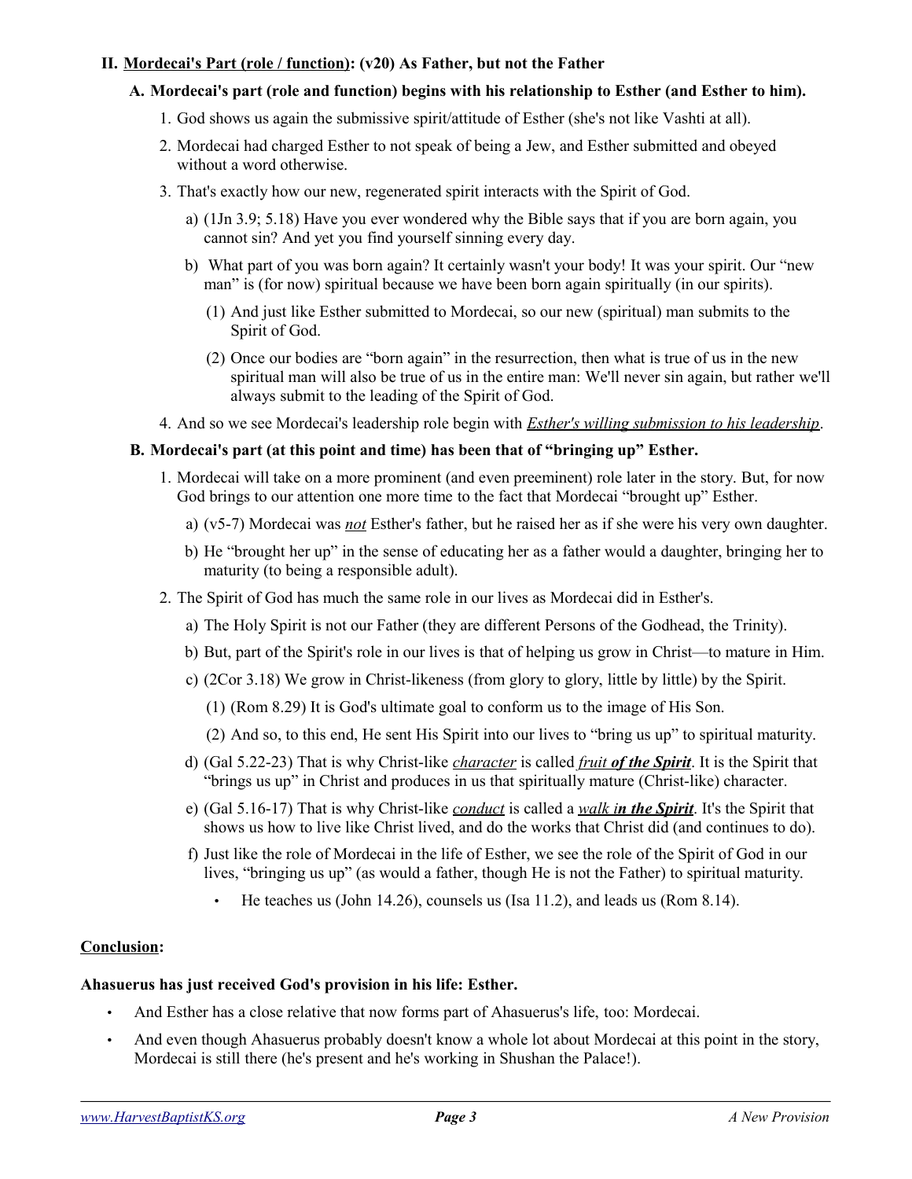## II. <u>Mordecai's Part (role / function)</u>: (v20) As Father, but not the Father

### A. Mordecai's part (role and function) begins with his relationship to Esther (and Esther to him).

1. God shows us again the submissive spirit/attitude of Esther (she's not like Vashti at all).
2. Mordecai had charged Esther to not speak of being a Jew, and Esther submitted and obeyed without a word otherwise.
3. That's exactly how our new, regenerated spirit interacts with the Spirit of God.
   - a) (1Jn 3.9; 5.18) Have you ever wondered why the Bible says that if you are born again, you cannot sin? And yet you find yourself sinning every day.
   - b) What part of you was born again? It certainly wasn't your body! It was your spirit. Our "new man" is (for now) spiritual because we have been born again spiritually (in our spirits).
     - (1) And just like Esther submitted to Mordecai, so our new (spiritual) man submits to the Spirit of God.
     - (2) Once our bodies are "born again" in the resurrection, then what is true of us in the new spiritual man will also be true of us in the entire man: We'll never sin again, but rather we'll always submit to the leading of the Spirit of God.
4. And so we see Mordecai's leadership role begin with <u>*Esther's willing submission to his leadership*</u>.

### B. Mordecai's part (at this point and time) has been that of "bringing up" Esther.

1. Mordecai will take on a more prominent (and even preeminent) role later in the story. But, for now God brings to our attention one more time to the fact that Mordecai "brought up" Esther.
   - a) (v5-7) Mordecai was <u>*not*</u> Esther's father, but he raised her as if she were his very own daughter.
   - b) He "brought her up" in the sense of educating her as a father would a daughter, bringing her to maturity (to being a responsible adult).
2. The Spirit of God has much the same role in our lives as Mordecai did in Esther's.
   - a) The Holy Spirit is not our Father (they are different Persons of the Godhead, the Trinity).
   - b) But, part of the Spirit's role in our lives is that of helping us grow in Christ—to mature in Him.
   - c) (2Cor 3.18) We grow in Christ-likeness (from glory to glory, little by little) by the Spirit.
     - (1) (Rom 8.29) It is God's ultimate goal to conform us to the image of His Son.
     - (2) And so, to this end, He sent His Spirit into our lives to "bring us up" to spiritual maturity.
   - d) (Gal 5.22-23) That is why Christ-like <u>*character*</u> is called <u>*fruit **of the Spirit***</u>. It is the Spirit that "brings us up" in Christ and produces in us that spiritually mature (Christ-like) character.
   - e) (Gal 5.16-17) That is why Christ-like <u>*conduct*</u> is called a <u>*walk **in the Spirit***</u>. It's the Spirit that shows us how to live like Christ lived, and do the works that Christ did (and continues to do).
   - f) Just like the role of Mordecai in the life of Esther, we see the role of the Spirit of God in our lives, "bringing us up" (as would a father, though He is not the Father) to spiritual maturity.
     - He teaches us (John 14.26), counsels us (Isa 11.2), and leads us (Rom 8.14).

## <u>Conclusion</u>:

**Ahasuerus has just received God's provision in his life: Esther.**

- And Esther has a close relative that now forms part of Ahasuerus's life, too: Mordecai.
- And even though Ahasuerus probably doesn't know a whole lot about Mordecai at this point in the story, Mordecai is still there (he's present and he's working in Shushan the Palace!).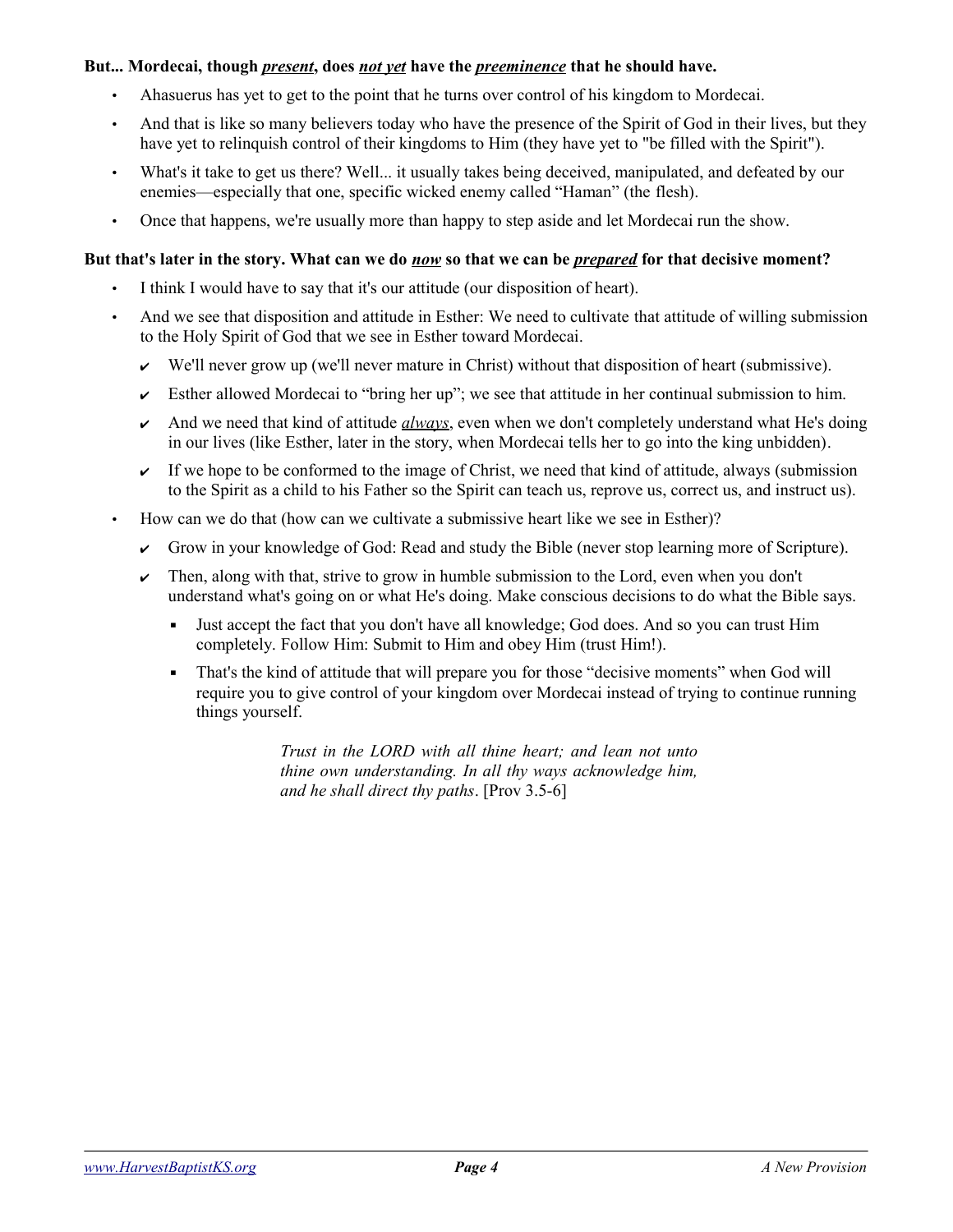**But... Mordecai, though *present*, does *not yet* have the *preeminence* that he should have.**

- Ahasuerus has yet to get to the point that he turns over control of his kingdom to Mordecai.
- And that is like so many believers today who have the presence of the Spirit of God in their lives, but they have yet to relinquish control of their kingdoms to Him (they have yet to "be filled with the Spirit").
- What's it take to get us there? Well... it usually takes being deceived, manipulated, and defeated by our enemies—especially that one, specific wicked enemy called "Haman" (the flesh).
- Once that happens, we're usually more than happy to step aside and let Mordecai run the show.

**But that's later in the story. What can we do *now* so that we can be *prepared* for that decisive moment?**

- I think I would have to say that it's our attitude (our disposition of heart).
- And we see that disposition and attitude in Esther: We need to cultivate that attitude of willing submission to the Holy Spirit of God that we see in Esther toward Mordecai.
  - ✔ We'll never grow up (we'll never mature in Christ) without that disposition of heart (submissive).
  - ✔ Esther allowed Mordecai to "bring her up"; we see that attitude in her continual submission to him.
  - ✔ And we need that kind of attitude *always*, even when we don't completely understand what He's doing in our lives (like Esther, later in the story, when Mordecai tells her to go into the king unbidden).
  - ✔ If we hope to be conformed to the image of Christ, we need that kind of attitude, always (submission to the Spirit as a child to his Father so the Spirit can teach us, reprove us, correct us, and instruct us).
- How can we do that (how can we cultivate a submissive heart like we see in Esther)?
  - ✔ Grow in your knowledge of God: Read and study the Bible (never stop learning more of Scripture).
  - ✔ Then, along with that, strive to grow in humble submission to the Lord, even when you don't understand what's going on or what He's doing. Make conscious decisions to do what the Bible says.
    - Just accept the fact that you don't have all knowledge; God does. And so you can trust Him completely. Follow Him: Submit to Him and obey Him (trust Him!).
    - That's the kind of attitude that will prepare you for those "decisive moments" when God will require you to give control of your kingdom over Mordecai instead of trying to continue running things yourself.

> *Trust in the LORD with all thine heart; and lean not unto thine own understanding. In all thy ways acknowledge him, and he shall direct thy paths*. [Prov 3.5-6]